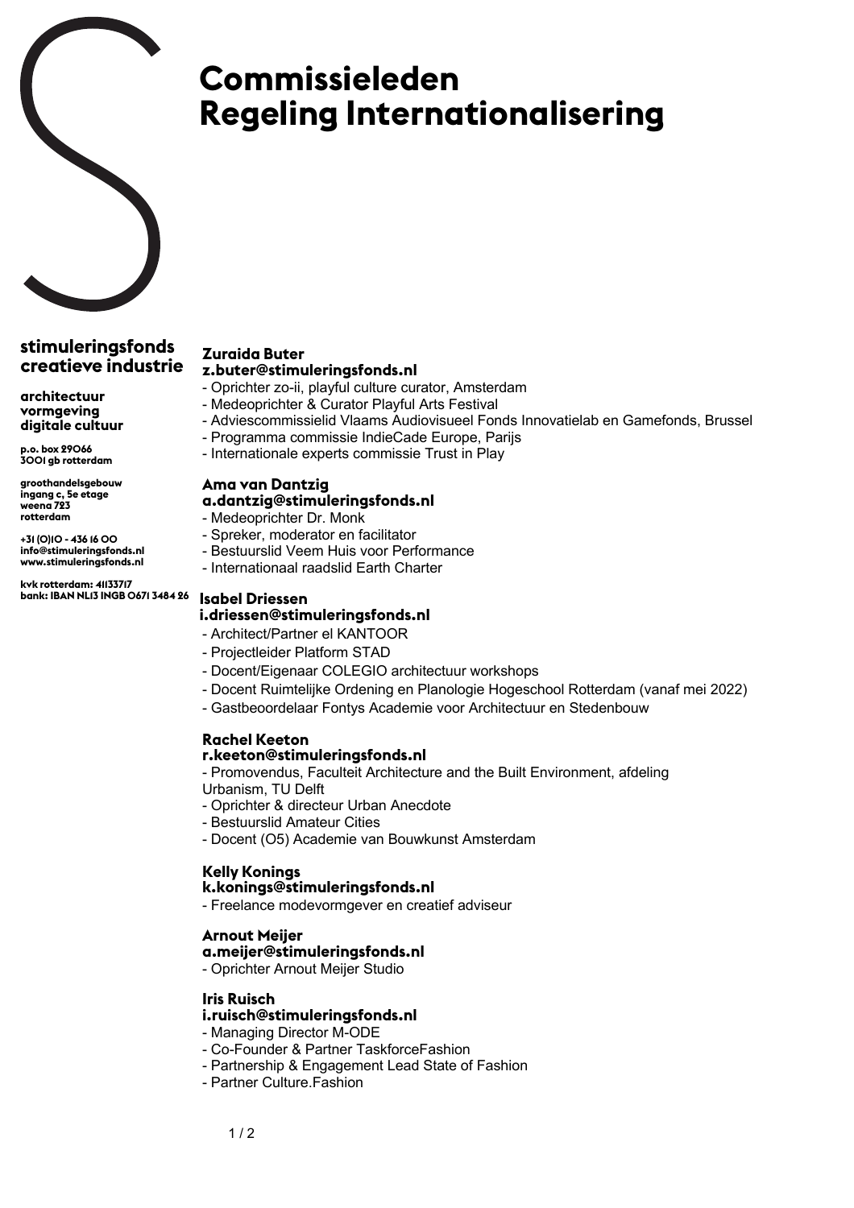# Commissieleden Regeling Internationalisering

**stimuleringsfonds creatieve industrie**

**architectuur**
**vormgeving**
**digitale cultuur**

p.o. box 29066
3001 gb rotterdam

groothandelsgebouw
ingang c, 5e etage
weena 723
rotterdam

+31 (0)10 - 436 16 00
info@stimuleringsfonds.nl
www.stimuleringsfonds.nl

kvk rotterdam: 41133717
bank: IBAN NL13 INGB 0671 3484 26

### Zuraida Buter
**z.buter@stimuleringsfonds.nl**
- Oprichter zo-ii, playful culture curator, Amsterdam
- Medeoprichter & Curator Playful Arts Festival
- Adviescommissielid Vlaams Audiovisueel Fonds Innovatielab en Gamefonds, Brussel
- Programma commissie IndieCade Europe, Parijs
- Internationale experts commissie Trust in Play

### Ama van Dantzig
**a.dantzig@stimuleringsfonds.nl**
- Medeoprichter Dr. Monk
- Spreker, moderator en facilitator
- Bestuurslid Veem Huis voor Performance
- Internationaal raadslid Earth Charter

### Isabel Driessen
**i.driessen@stimuleringsfonds.nl**
- Architect/Partner el KANTOOR
- Projectleider Platform STAD
- Docent/Eigenaar COLEGIO architectuur workshops
- Docent Ruimtelijke Ordening en Planologie Hogeschool Rotterdam (vanaf mei 2022)
- Gastbeoordelaar Fontys Academie voor Architectuur en Stedenbouw

### Rachel Keeton
**r.keeton@stimuleringsfonds.nl**
- Promovendus, Faculteit Architecture and the Built Environment, afdeling Urbanism, TU Delft
- Oprichter & directeur Urban Anecdote
- Bestuurslid Amateur Cities
- Docent (O5) Academie van Bouwkunst Amsterdam

### Kelly Konings
**k.konings@stimuleringsfonds.nl**
- Freelance modevormgever en creatief adviseur

### Arnout Meijer
**a.meijer@stimuleringsfonds.nl**
- Oprichter Arnout Meijer Studio

### Iris Ruisch
**i.ruisch@stimuleringsfonds.nl**
- Managing Director M-ODE
- Co-Founder & Partner TaskforceFashion
- Partnership & Engagement Lead State of Fashion
- Partner Culture.Fashion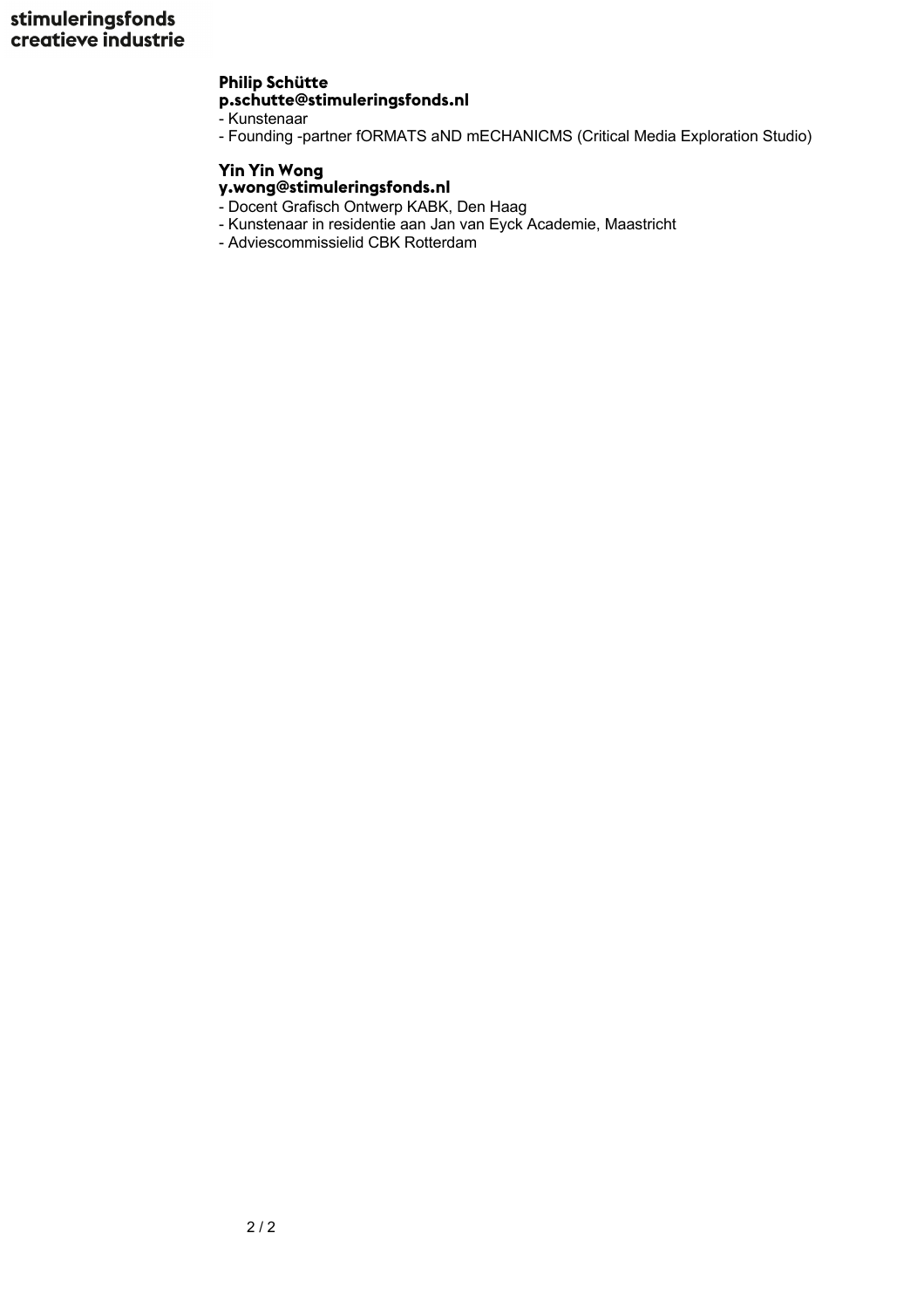**Philip Schütte**
**p.schutte@stimuleringsfonds.nl**
- Kunstenaar
- Founding -partner fORMATS aND mECHANICMS (Critical Media Exploration Studio)

**Yin Yin Wong**
**y.wong@stimuleringsfonds.nl**
- Docent Grafisch Ontwerp KABK, Den Haag
- Kunstenaar in residentie aan Jan van Eyck Academie, Maastricht
- Adviescommissielid CBK Rotterdam